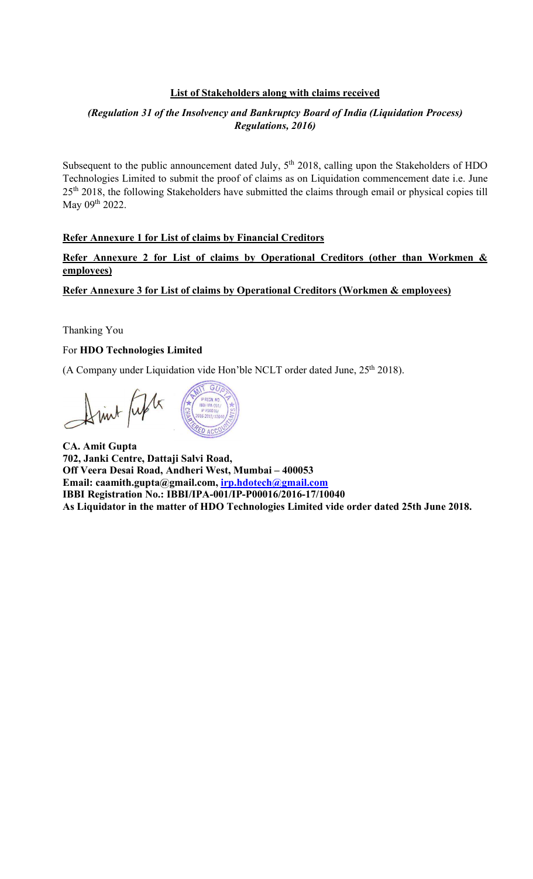**List of Stakeholders along with claims received**

***(Regulation 31 of the Insolvency and Bankruptcy Board of India (Liquidation Process) Regulations, 2016)***

Subsequent to the public announcement dated July, 5th 2018, calling upon the Stakeholders of HDO Technologies Limited to submit the proof of claims as on Liquidation commencement date i.e. June 25th 2018, the following Stakeholders have submitted the claims through email or physical copies till May 09th 2022.

**Refer Annexure 1 for List of claims by Financial Creditors**

**Refer Annexure 2 for List of claims by Operational Creditors (other than Workmen & employees)**

**Refer Annexure 3 for List of claims by Operational Creditors (Workmen & employees)**

Thanking You

For **HDO Technologies Limited**

(A Company under Liquidation vide Hon'ble NCLT order dated June, 25th 2018).

**CA. Amit Gupta**
**702, Janki Centre, Dattaji Salvi Road,**
**Off Veera Desai Road, Andheri West, Mumbai – 400053**
**Email: caamith.gupta@gmail.com, irp.hdotech@gmail.com**
**IBBI Registration No.: IBBI/IPA-001/IP-P00016/2016-17/10040**
**As Liquidator in the matter of HDO Technologies Limited vide order dated 25th June 2018.**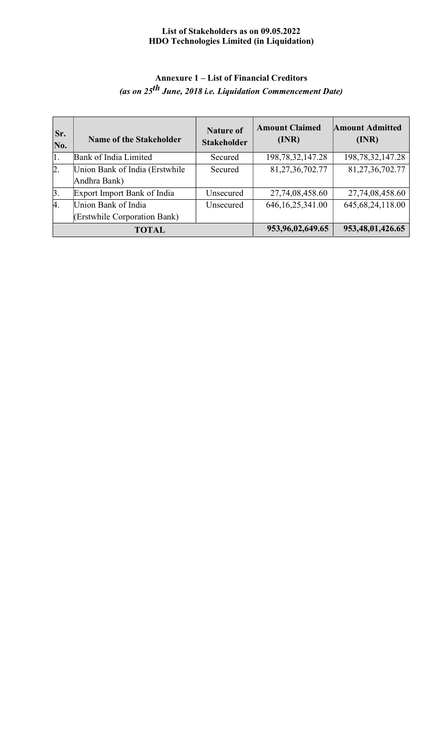**List of Stakeholders as on 09.05.2022**
**HDO Technologies Limited (in Liquidation)**

## Annexure 1 – List of Financial Creditors

***(as on 25th June, 2018 i.e. Liquidation Commencement Date)***

| Sr. No. | Name of the Stakeholder | Nature of Stakeholder | Amount Claimed (INR) | Amount Admitted (INR) |
|---|---|---|---|---|
| 1. | Bank of India Limited | Secured | 198,78,32,147.28 | 198,78,32,147.28 |
| 2. | Union Bank of India (Erstwhile Andhra Bank) | Secured | 81,27,36,702.77 | 81,27,36,702.77 |
| 3. | Export Import Bank of India | Unsecured | 27,74,08,458.60 | 27,74,08,458.60 |
| 4. | Union Bank of India (Erstwhile Corporation Bank) | Unsecured | 646,16,25,341.00 | 645,68,24,118.00 |
| **TOTAL** | | | **953,96,02,649.65** | **953,48,01,426.65** |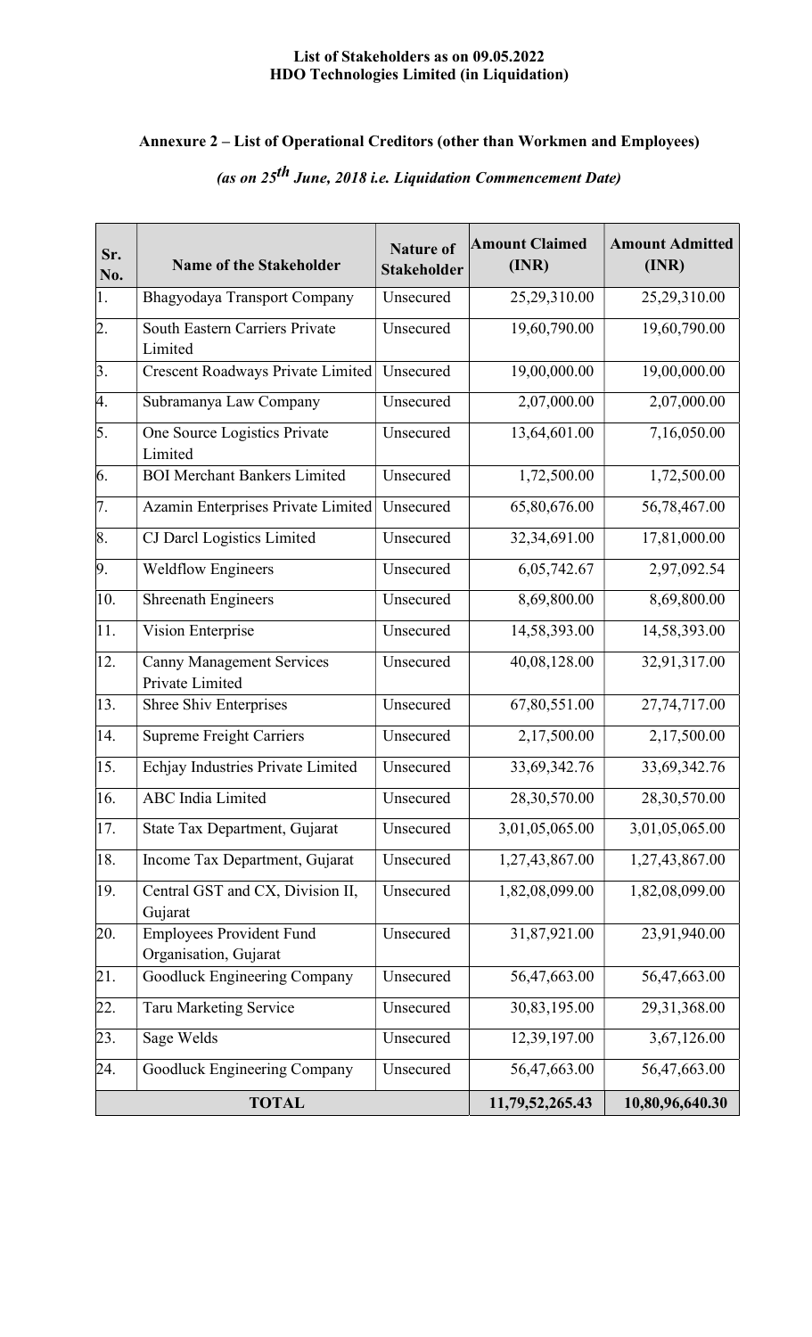**List of Stakeholders as on 09.05.2022**
**HDO Technologies Limited (in Liquidation)**

## Annexure 2 – List of Operational Creditors (other than Workmen and Employees)

***(as on 25$^{th}$ June, 2018 i.e. Liquidation Commencement Date)***

| Sr. No. | Name of the Stakeholder | Nature of Stakeholder | Amount Claimed (INR) | Amount Admitted (INR) |
|---|---|---|---|---|
| 1. | Bhagyodaya Transport Company | Unsecured | 25,29,310.00 | 25,29,310.00 |
| 2. | South Eastern Carriers Private Limited | Unsecured | 19,60,790.00 | 19,60,790.00 |
| 3. | Crescent Roadways Private Limited | Unsecured | 19,00,000.00 | 19,00,000.00 |
| 4. | Subramanya Law Company | Unsecured | 2,07,000.00 | 2,07,000.00 |
| 5. | One Source Logistics Private Limited | Unsecured | 13,64,601.00 | 7,16,050.00 |
| 6. | BOI Merchant Bankers Limited | Unsecured | 1,72,500.00 | 1,72,500.00 |
| 7. | Azamin Enterprises Private Limited | Unsecured | 65,80,676.00 | 56,78,467.00 |
| 8. | CJ Darcl Logistics Limited | Unsecured | 32,34,691.00 | 17,81,000.00 |
| 9. | Weldflow Engineers | Unsecured | 6,05,742.67 | 2,97,092.54 |
| 10. | Shreenath Engineers | Unsecured | 8,69,800.00 | 8,69,800.00 |
| 11. | Vision Enterprise | Unsecured | 14,58,393.00 | 14,58,393.00 |
| 12. | Canny Management Services Private Limited | Unsecured | 40,08,128.00 | 32,91,317.00 |
| 13. | Shree Shiv Enterprises | Unsecured | 67,80,551.00 | 27,74,717.00 |
| 14. | Supreme Freight Carriers | Unsecured | 2,17,500.00 | 2,17,500.00 |
| 15. | Echjay Industries Private Limited | Unsecured | 33,69,342.76 | 33,69,342.76 |
| 16. | ABC India Limited | Unsecured | 28,30,570.00 | 28,30,570.00 |
| 17. | State Tax Department, Gujarat | Unsecured | 3,01,05,065.00 | 3,01,05,065.00 |
| 18. | Income Tax Department, Gujarat | Unsecured | 1,27,43,867.00 | 1,27,43,867.00 |
| 19. | Central GST and CX, Division II, Gujarat | Unsecured | 1,82,08,099.00 | 1,82,08,099.00 |
| 20. | Employees Provident Fund Organisation, Gujarat | Unsecured | 31,87,921.00 | 23,91,940.00 |
| 21. | Goodluck Engineering Company | Unsecured | 56,47,663.00 | 56,47,663.00 |
| 22. | Taru Marketing Service | Unsecured | 30,83,195.00 | 29,31,368.00 |
| 23. | Sage Welds | Unsecured | 12,39,197.00 | 3,67,126.00 |
| 24. | Goodluck Engineering Company | Unsecured | 56,47,663.00 | 56,47,663.00 |
| **TOTAL** | | | **11,79,52,265.43** | **10,80,96,640.30** |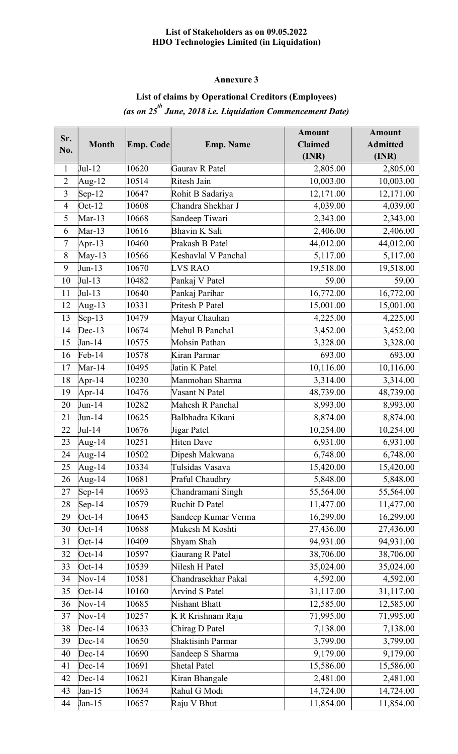**List of Stakeholders as on 09.05.2022**
**HDO Technologies Limited (in Liquidation)**

## Annexure 3

### List of claims by Operational Creditors (Employees)

***(as on 25th June, 2018 i.e. Liquidation Commencement Date)***

| Sr. No. | Month | Emp. Code | Emp. Name | Amount Claimed (INR) | Amount Admitted (INR) |
|---|---|---|---|---|---|
| 1 | Jul-12 | 10620 | Gaurav R Patel | 2,805.00 | 2,805.00 |
| 2 | Aug-12 | 10514 | Ritesh Jain | 10,003.00 | 10,003.00 |
| 3 | Sep-12 | 10647 | Rohit B Sadariya | 12,171.00 | 12,171.00 |
| 4 | Oct-12 | 10608 | Chandra Shekhar J | 4,039.00 | 4,039.00 |
| 5 | Mar-13 | 10668 | Sandeep Tiwari | 2,343.00 | 2,343.00 |
| 6 | Mar-13 | 10616 | Bhavin K Sali | 2,406.00 | 2,406.00 |
| 7 | Apr-13 | 10460 | Prakash B Patel | 44,012.00 | 44,012.00 |
| 8 | May-13 | 10566 | Keshavlal V Panchal | 5,117.00 | 5,117.00 |
| 9 | Jun-13 | 10670 | LVS RAO | 19,518.00 | 19,518.00 |
| 10 | Jul-13 | 10482 | Pankaj V Patel | 59.00 | 59.00 |
| 11 | Jul-13 | 10640 | Pankaj Parihar | 16,772.00 | 16,772.00 |
| 12 | Aug-13 | 10331 | Pritesh P Patel | 15,001.00 | 15,001.00 |
| 13 | Sep-13 | 10479 | Mayur Chauhan | 4,225.00 | 4,225.00 |
| 14 | Dec-13 | 10674 | Mehul B Panchal | 3,452.00 | 3,452.00 |
| 15 | Jan-14 | 10575 | Mohsin Pathan | 3,328.00 | 3,328.00 |
| 16 | Feb-14 | 10578 | Kiran Parmar | 693.00 | 693.00 |
| 17 | Mar-14 | 10495 | Jatin K Patel | 10,116.00 | 10,116.00 |
| 18 | Apr-14 | 10230 | Manmohan Sharma | 3,314.00 | 3,314.00 |
| 19 | Apr-14 | 10476 | Vasant N Patel | 48,739.00 | 48,739.00 |
| 20 | Jun-14 | 10282 | Mahesh R Panchal | 8,993.00 | 8,993.00 |
| 21 | Jun-14 | 10625 | Balbhadra Kikani | 8,874.00 | 8,874.00 |
| 22 | Jul-14 | 10676 | Jigar Patel | 10,254.00 | 10,254.00 |
| 23 | Aug-14 | 10251 | Hiten Dave | 6,931.00 | 6,931.00 |
| 24 | Aug-14 | 10502 | Dipesh Makwana | 6,748.00 | 6,748.00 |
| 25 | Aug-14 | 10334 | Tulsidas Vasava | 15,420.00 | 15,420.00 |
| 26 | Aug-14 | 10681 | Praful Chaudhry | 5,848.00 | 5,848.00 |
| 27 | Sep-14 | 10693 | Chandramani Singh | 55,564.00 | 55,564.00 |
| 28 | Sep-14 | 10579 | Ruchit D Patel | 11,477.00 | 11,477.00 |
| 29 | Oct-14 | 10645 | Sandeep Kumar Verma | 16,299.00 | 16,299.00 |
| 30 | Oct-14 | 10688 | Mukesh M Koshti | 27,436.00 | 27,436.00 |
| 31 | Oct-14 | 10409 | Shyam Shah | 94,931.00 | 94,931.00 |
| 32 | Oct-14 | 10597 | Gaurang R Patel | 38,706.00 | 38,706.00 |
| 33 | Oct-14 | 10539 | Nilesh H Patel | 35,024.00 | 35,024.00 |
| 34 | Nov-14 | 10581 | Chandrasekhar Pakal | 4,592.00 | 4,592.00 |
| 35 | Oct-14 | 10160 | Arvind S Patel | 31,117.00 | 31,117.00 |
| 36 | Nov-14 | 10685 | Nishant Bhatt | 12,585.00 | 12,585.00 |
| 37 | Nov-14 | 10257 | K R Krishnam Raju | 71,995.00 | 71,995.00 |
| 38 | Dec-14 | 10633 | Chirag D Patel | 7,138.00 | 7,138.00 |
| 39 | Dec-14 | 10650 | Shaktisinh Parmar | 3,799.00 | 3,799.00 |
| 40 | Dec-14 | 10690 | Sandeep S Sharma | 9,179.00 | 9,179.00 |
| 41 | Dec-14 | 10691 | Shetal Patel | 15,586.00 | 15,586.00 |
| 42 | Dec-14 | 10621 | Kiran Bhangale | 2,481.00 | 2,481.00 |
| 43 | Jan-15 | 10634 | Rahul G Modi | 14,724.00 | 14,724.00 |
| 44 | Jan-15 | 10657 | Raju V Bhut | 11,854.00 | 11,854.00 |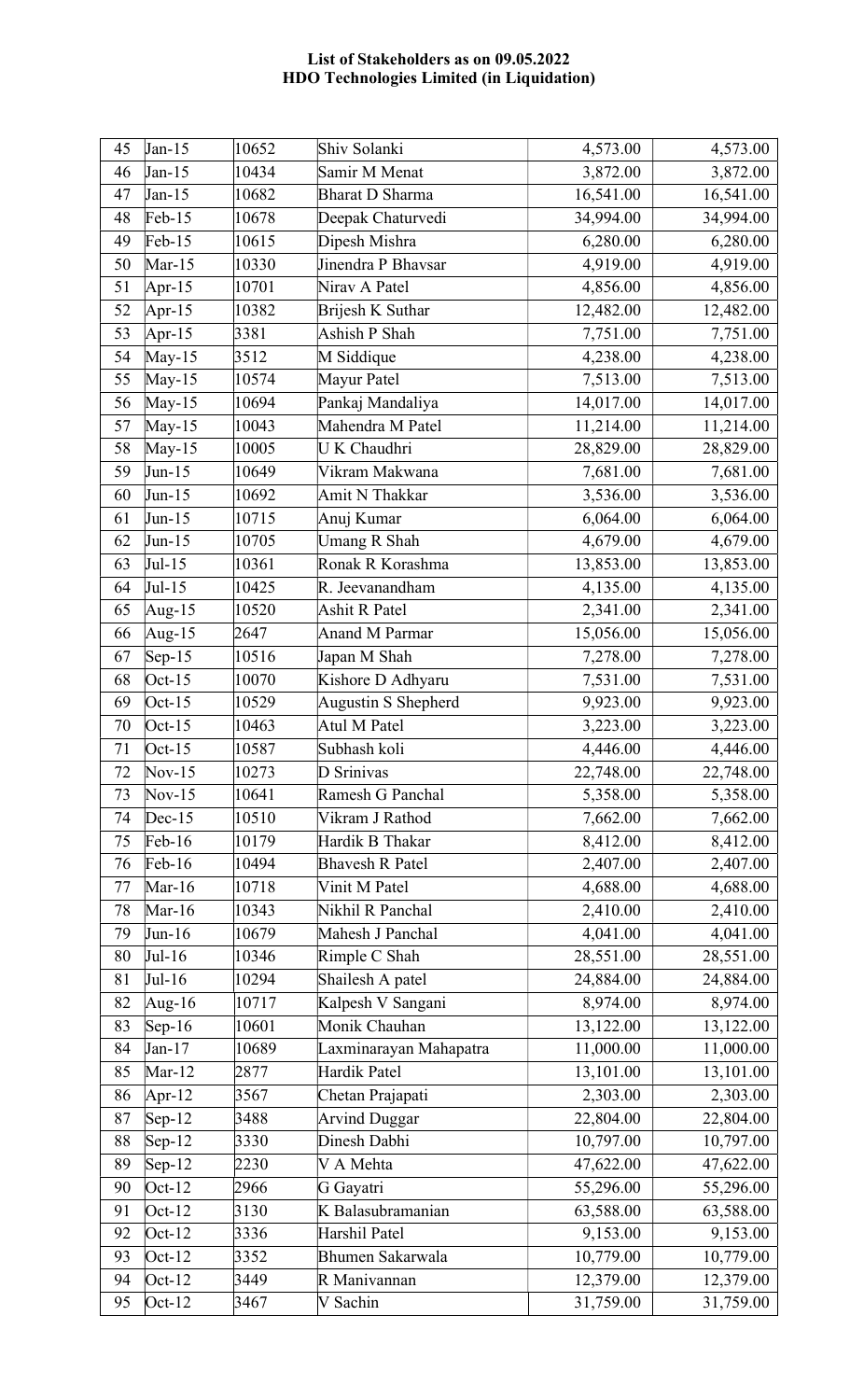**List of Stakeholders as on 09.05.2022**
**HDO Technologies Limited (in Liquidation)**

| | | | | | |
|---|---|---|---|---|---|
| 45 | Jan-15 | 10652 | Shiv Solanki | 4,573.00 | 4,573.00 |
| 46 | Jan-15 | 10434 | Samir M Menat | 3,872.00 | 3,872.00 |
| 47 | Jan-15 | 10682 | Bharat D Sharma | 16,541.00 | 16,541.00 |
| 48 | Feb-15 | 10678 | Deepak Chaturvedi | 34,994.00 | 34,994.00 |
| 49 | Feb-15 | 10615 | Dipesh Mishra | 6,280.00 | 6,280.00 |
| 50 | Mar-15 | 10330 | Jinendra P Bhavsar | 4,919.00 | 4,919.00 |
| 51 | Apr-15 | 10701 | Nirav A Patel | 4,856.00 | 4,856.00 |
| 52 | Apr-15 | 10382 | Brijesh K Suthar | 12,482.00 | 12,482.00 |
| 53 | Apr-15 | 3381 | Ashish P Shah | 7,751.00 | 7,751.00 |
| 54 | May-15 | 3512 | M Siddique | 4,238.00 | 4,238.00 |
| 55 | May-15 | 10574 | Mayur Patel | 7,513.00 | 7,513.00 |
| 56 | May-15 | 10694 | Pankaj Mandaliya | 14,017.00 | 14,017.00 |
| 57 | May-15 | 10043 | Mahendra M Patel | 11,214.00 | 11,214.00 |
| 58 | May-15 | 10005 | U K Chaudhri | 28,829.00 | 28,829.00 |
| 59 | Jun-15 | 10649 | Vikram Makwana | 7,681.00 | 7,681.00 |
| 60 | Jun-15 | 10692 | Amit N Thakkar | 3,536.00 | 3,536.00 |
| 61 | Jun-15 | 10715 | Anuj Kumar | 6,064.00 | 6,064.00 |
| 62 | Jun-15 | 10705 | Umang R Shah | 4,679.00 | 4,679.00 |
| 63 | Jul-15 | 10361 | Ronak R Korashma | 13,853.00 | 13,853.00 |
| 64 | Jul-15 | 10425 | R. Jeevanandham | 4,135.00 | 4,135.00 |
| 65 | Aug-15 | 10520 | Ashit R Patel | 2,341.00 | 2,341.00 |
| 66 | Aug-15 | 2647 | Anand M Parmar | 15,056.00 | 15,056.00 |
| 67 | Sep-15 | 10516 | Japan M Shah | 7,278.00 | 7,278.00 |
| 68 | Oct-15 | 10070 | Kishore D Adhyaru | 7,531.00 | 7,531.00 |
| 69 | Oct-15 | 10529 | Augustin S Shepherd | 9,923.00 | 9,923.00 |
| 70 | Oct-15 | 10463 | Atul M Patel | 3,223.00 | 3,223.00 |
| 71 | Oct-15 | 10587 | Subhash koli | 4,446.00 | 4,446.00 |
| 72 | Nov-15 | 10273 | D Srinivas | 22,748.00 | 22,748.00 |
| 73 | Nov-15 | 10641 | Ramesh G Panchal | 5,358.00 | 5,358.00 |
| 74 | Dec-15 | 10510 | Vikram J Rathod | 7,662.00 | 7,662.00 |
| 75 | Feb-16 | 10179 | Hardik B Thakar | 8,412.00 | 8,412.00 |
| 76 | Feb-16 | 10494 | Bhavesh R Patel | 2,407.00 | 2,407.00 |
| 77 | Mar-16 | 10718 | Vinit M Patel | 4,688.00 | 4,688.00 |
| 78 | Mar-16 | 10343 | Nikhil R Panchal | 2,410.00 | 2,410.00 |
| 79 | Jun-16 | 10679 | Mahesh J Panchal | 4,041.00 | 4,041.00 |
| 80 | Jul-16 | 10346 | Rimple C Shah | 28,551.00 | 28,551.00 |
| 81 | Jul-16 | 10294 | Shailesh A patel | 24,884.00 | 24,884.00 |
| 82 | Aug-16 | 10717 | Kalpesh V Sangani | 8,974.00 | 8,974.00 |
| 83 | Sep-16 | 10601 | Monik Chauhan | 13,122.00 | 13,122.00 |
| 84 | Jan-17 | 10689 | Laxminarayan Mahapatra | 11,000.00 | 11,000.00 |
| 85 | Mar-12 | 2877 | Hardik Patel | 13,101.00 | 13,101.00 |
| 86 | Apr-12 | 3567 | Chetan Prajapati | 2,303.00 | 2,303.00 |
| 87 | Sep-12 | 3488 | Arvind Duggar | 22,804.00 | 22,804.00 |
| 88 | Sep-12 | 3330 | Dinesh Dabhi | 10,797.00 | 10,797.00 |
| 89 | Sep-12 | 2230 | V A Mehta | 47,622.00 | 47,622.00 |
| 90 | Oct-12 | 2966 | G Gayatri | 55,296.00 | 55,296.00 |
| 91 | Oct-12 | 3130 | K Balasubramanian | 63,588.00 | 63,588.00 |
| 92 | Oct-12 | 3336 | Harshil Patel | 9,153.00 | 9,153.00 |
| 93 | Oct-12 | 3352 | Bhumen Sakarwala | 10,779.00 | 10,779.00 |
| 94 | Oct-12 | 3449 | R Manivannan | 12,379.00 | 12,379.00 |
| 95 | Oct-12 | 3467 | V Sachin | 31,759.00 | 31,759.00 |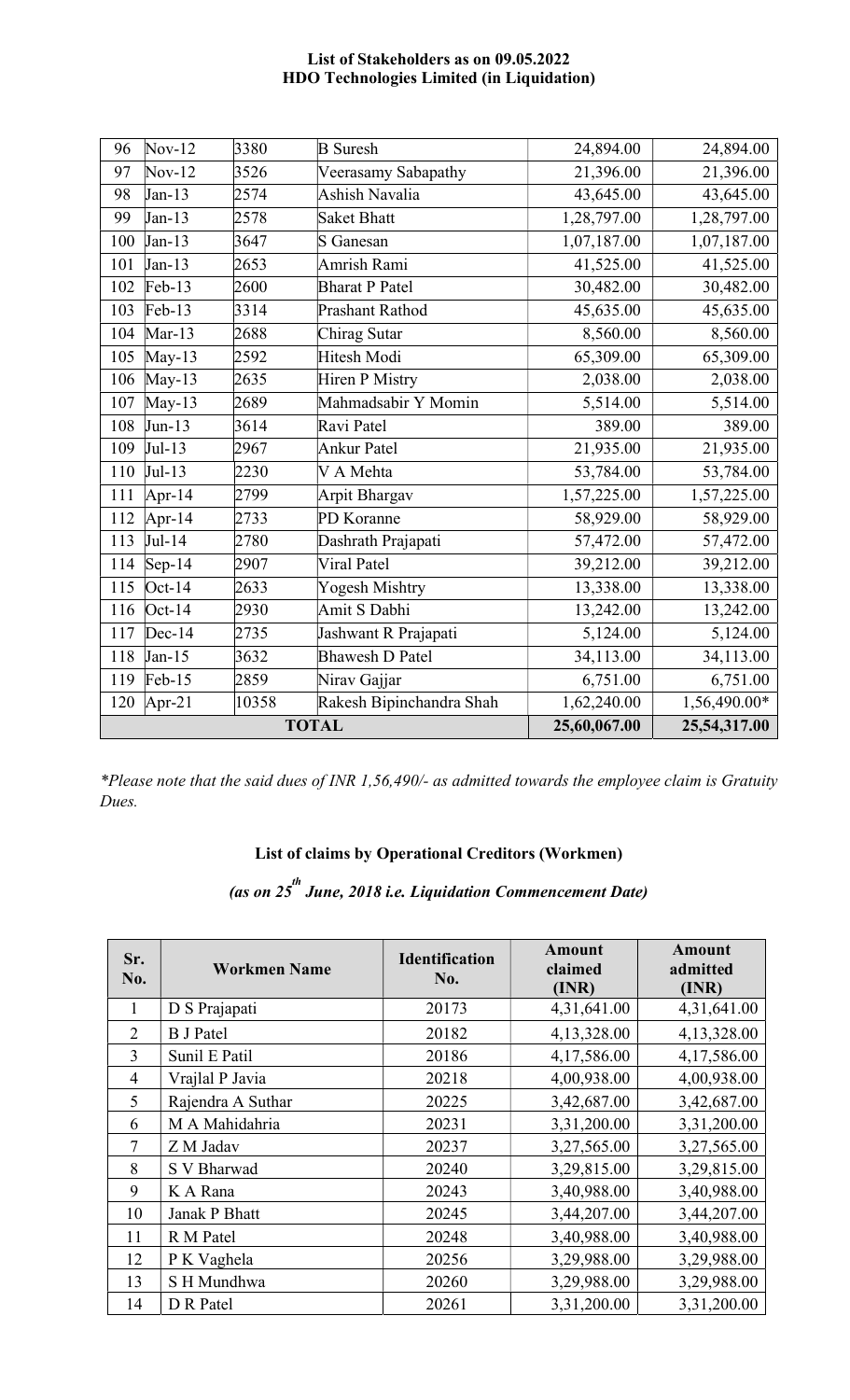**List of Stakeholders as on 09.05.2022**
**HDO Technologies Limited (in Liquidation)**

| | | | | | |
|---|---|---|---|---|---|
| 96 | Nov-12 | 3380 | B Suresh | 24,894.00 | 24,894.00 |
| 97 | Nov-12 | 3526 | Veerasamy Sabapathy | 21,396.00 | 21,396.00 |
| 98 | Jan-13 | 2574 | Ashish Navalia | 43,645.00 | 43,645.00 |
| 99 | Jan-13 | 2578 | Saket Bhatt | 1,28,797.00 | 1,28,797.00 |
| 100 | Jan-13 | 3647 | S Ganesan | 1,07,187.00 | 1,07,187.00 |
| 101 | Jan-13 | 2653 | Amrish Rami | 41,525.00 | 41,525.00 |
| 102 | Feb-13 | 2600 | Bharat P Patel | 30,482.00 | 30,482.00 |
| 103 | Feb-13 | 3314 | Prashant Rathod | 45,635.00 | 45,635.00 |
| 104 | Mar-13 | 2688 | Chirag Sutar | 8,560.00 | 8,560.00 |
| 105 | May-13 | 2592 | Hitesh Modi | 65,309.00 | 65,309.00 |
| 106 | May-13 | 2635 | Hiren P Mistry | 2,038.00 | 2,038.00 |
| 107 | May-13 | 2689 | Mahmadsabir Y Momin | 5,514.00 | 5,514.00 |
| 108 | Jun-13 | 3614 | Ravi Patel | 389.00 | 389.00 |
| 109 | Jul-13 | 2967 | Ankur Patel | 21,935.00 | 21,935.00 |
| 110 | Jul-13 | 2230 | V A Mehta | 53,784.00 | 53,784.00 |
| 111 | Apr-14 | 2799 | Arpit Bhargav | 1,57,225.00 | 1,57,225.00 |
| 112 | Apr-14 | 2733 | PD Koranne | 58,929.00 | 58,929.00 |
| 113 | Jul-14 | 2780 | Dashrath Prajapati | 57,472.00 | 57,472.00 |
| 114 | Sep-14 | 2907 | Viral Patel | 39,212.00 | 39,212.00 |
| 115 | Oct-14 | 2633 | Yogesh Mishtry | 13,338.00 | 13,338.00 |
| 116 | Oct-14 | 2930 | Amit S Dabhi | 13,242.00 | 13,242.00 |
| 117 | Dec-14 | 2735 | Jashwant R Prajapati | 5,124.00 | 5,124.00 |
| 118 | Jan-15 | 3632 | Bhawesh D Patel | 34,113.00 | 34,113.00 |
| 119 | Feb-15 | 2859 | Nirav Gajjar | 6,751.00 | 6,751.00 |
| 120 | Apr-21 | 10358 | Rakesh Bipinchandra Shah | 1,62,240.00 | 1,56,490.00* |
| **TOTAL** | | | | **25,60,067.00** | **25,54,317.00** |

*\*Please note that the said dues of INR 1,56,490/- as admitted towards the employee claim is Gratuity Dues.*

**List of claims by Operational Creditors (Workmen)**

***(as on 25th June, 2018 i.e. Liquidation Commencement Date)***

| Sr. No. | Workmen Name | Identification No. | Amount claimed (INR) | Amount admitted (INR) |
|---|---|---|---|---|
| 1 | D S Prajapati | 20173 | 4,31,641.00 | 4,31,641.00 |
| 2 | B J Patel | 20182 | 4,13,328.00 | 4,13,328.00 |
| 3 | Sunil E Patil | 20186 | 4,17,586.00 | 4,17,586.00 |
| 4 | Vrajlal P Javia | 20218 | 4,00,938.00 | 4,00,938.00 |
| 5 | Rajendra A Suthar | 20225 | 3,42,687.00 | 3,42,687.00 |
| 6 | M A Mahidahria | 20231 | 3,31,200.00 | 3,31,200.00 |
| 7 | Z M Jadav | 20237 | 3,27,565.00 | 3,27,565.00 |
| 8 | S V Bharwad | 20240 | 3,29,815.00 | 3,29,815.00 |
| 9 | K A Rana | 20243 | 3,40,988.00 | 3,40,988.00 |
| 10 | Janak P Bhatt | 20245 | 3,44,207.00 | 3,44,207.00 |
| 11 | R M Patel | 20248 | 3,40,988.00 | 3,40,988.00 |
| 12 | P K Vaghela | 20256 | 3,29,988.00 | 3,29,988.00 |
| 13 | S H Mundhwa | 20260 | 3,29,988.00 | 3,29,988.00 |
| 14 | D R Patel | 20261 | 3,31,200.00 | 3,31,200.00 |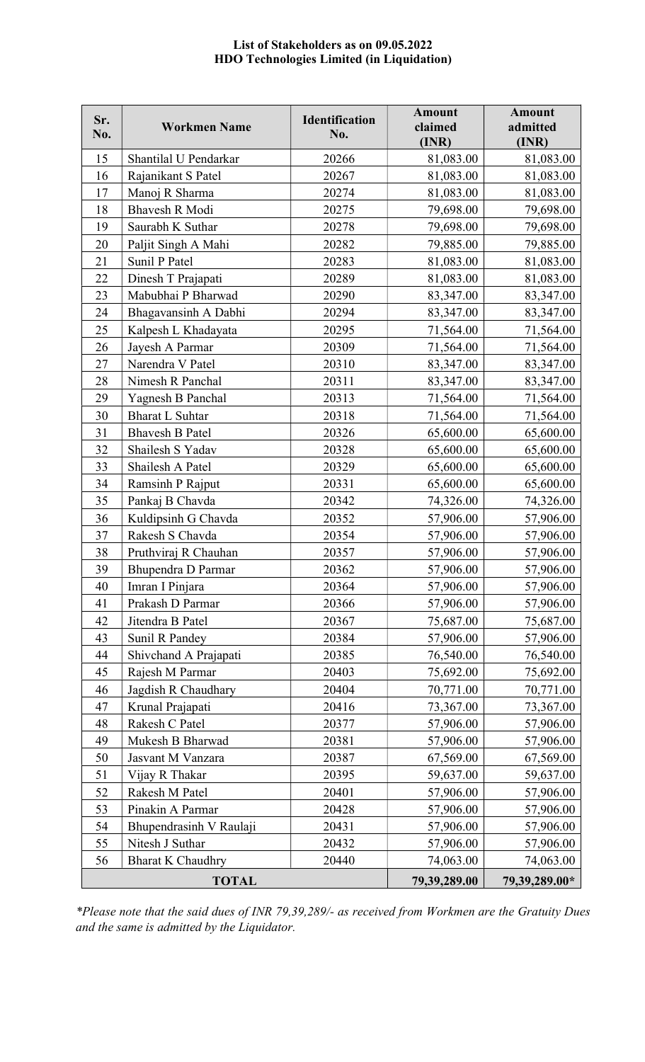**List of Stakeholders as on 09.05.2022**
**HDO Technologies Limited (in Liquidation)**

| Sr. No. | Workmen Name | Identification No. | Amount claimed (INR) | Amount admitted (INR) |
|---|---|---|---|---|
| 15 | Shantilal U Pendarkar | 20266 | 81,083.00 | 81,083.00 |
| 16 | Rajanikant S Patel | 20267 | 81,083.00 | 81,083.00 |
| 17 | Manoj R Sharma | 20274 | 81,083.00 | 81,083.00 |
| 18 | Bhavesh R Modi | 20275 | 79,698.00 | 79,698.00 |
| 19 | Saurabh K Suthar | 20278 | 79,698.00 | 79,698.00 |
| 20 | Paljit Singh A Mahi | 20282 | 79,885.00 | 79,885.00 |
| 21 | Sunil P Patel | 20283 | 81,083.00 | 81,083.00 |
| 22 | Dinesh T Prajapati | 20289 | 81,083.00 | 81,083.00 |
| 23 | Mabubhai P Bharwad | 20290 | 83,347.00 | 83,347.00 |
| 24 | Bhagavansinh A Dabhi | 20294 | 83,347.00 | 83,347.00 |
| 25 | Kalpesh L Khadayata | 20295 | 71,564.00 | 71,564.00 |
| 26 | Jayesh A Parmar | 20309 | 71,564.00 | 71,564.00 |
| 27 | Narendra V Patel | 20310 | 83,347.00 | 83,347.00 |
| 28 | Nimesh R Panchal | 20311 | 83,347.00 | 83,347.00 |
| 29 | Yagnesh B Panchal | 20313 | 71,564.00 | 71,564.00 |
| 30 | Bharat L Suhtar | 20318 | 71,564.00 | 71,564.00 |
| 31 | Bhavesh B Patel | 20326 | 65,600.00 | 65,600.00 |
| 32 | Shailesh S Yadav | 20328 | 65,600.00 | 65,600.00 |
| 33 | Shailesh A Patel | 20329 | 65,600.00 | 65,600.00 |
| 34 | Ramsinh P Rajput | 20331 | 65,600.00 | 65,600.00 |
| 35 | Pankaj B Chavda | 20342 | 74,326.00 | 74,326.00 |
| 36 | Kuldipsinh G Chavda | 20352 | 57,906.00 | 57,906.00 |
| 37 | Rakesh S Chavda | 20354 | 57,906.00 | 57,906.00 |
| 38 | Pruthviraj R Chauhan | 20357 | 57,906.00 | 57,906.00 |
| 39 | Bhupendra D Parmar | 20362 | 57,906.00 | 57,906.00 |
| 40 | Imran I Pinjara | 20364 | 57,906.00 | 57,906.00 |
| 41 | Prakash D Parmar | 20366 | 57,906.00 | 57,906.00 |
| 42 | Jitendra B Patel | 20367 | 75,687.00 | 75,687.00 |
| 43 | Sunil R Pandey | 20384 | 57,906.00 | 57,906.00 |
| 44 | Shivchand A Prajapati | 20385 | 76,540.00 | 76,540.00 |
| 45 | Rajesh M Parmar | 20403 | 75,692.00 | 75,692.00 |
| 46 | Jagdish R Chaudhary | 20404 | 70,771.00 | 70,771.00 |
| 47 | Krunal Prajapati | 20416 | 73,367.00 | 73,367.00 |
| 48 | Rakesh C Patel | 20377 | 57,906.00 | 57,906.00 |
| 49 | Mukesh B Bharwad | 20381 | 57,906.00 | 57,906.00 |
| 50 | Jasvant M Vanzara | 20387 | 67,569.00 | 67,569.00 |
| 51 | Vijay R Thakar | 20395 | 59,637.00 | 59,637.00 |
| 52 | Rakesh M Patel | 20401 | 57,906.00 | 57,906.00 |
| 53 | Pinakin A Parmar | 20428 | 57,906.00 | 57,906.00 |
| 54 | Bhupendrasinh V Raulaji | 20431 | 57,906.00 | 57,906.00 |
| 55 | Nitesh J Suthar | 20432 | 57,906.00 | 57,906.00 |
| 56 | Bharat K Chaudhry | 20440 | 74,063.00 | 74,063.00 |
| **TOTAL** | | | **79,39,289.00** | **79,39,289.00*** |

*\*Please note that the said dues of INR 79,39,289/- as received from Workmen are the Gratuity Dues and the same is admitted by the Liquidator.*